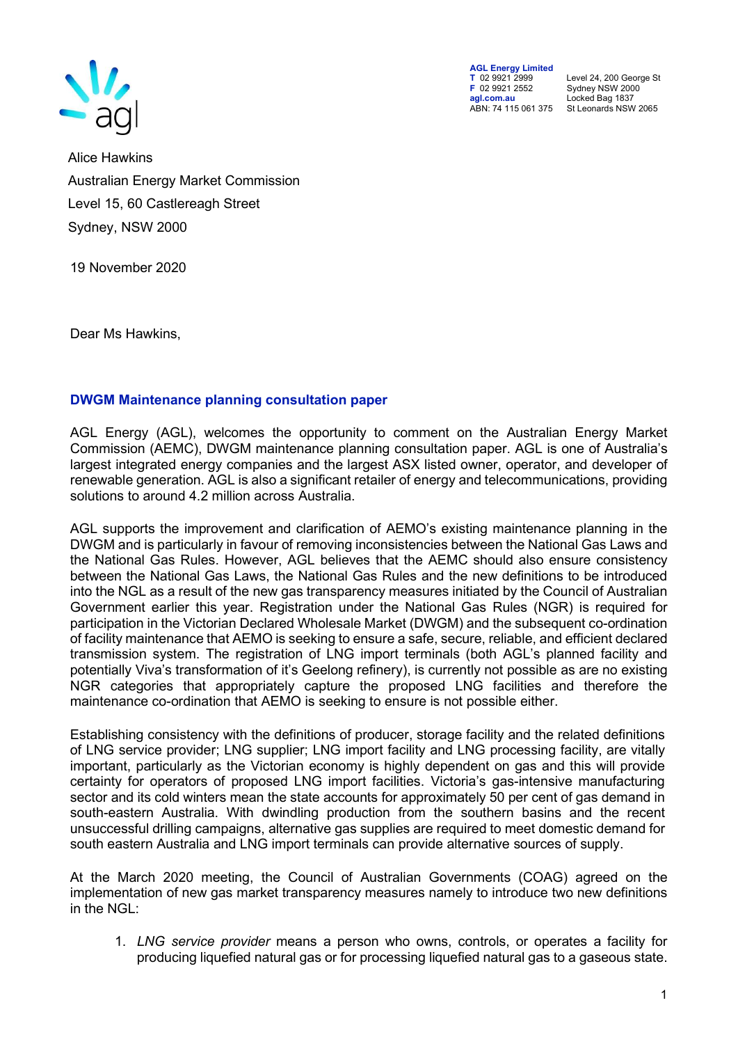AGL Energy Limited
T 02 9921 2999
F 02 9921 2552
agl.com.au
ABN: 74 115 061 375

Level 24, 200 George St
Sydney NSW 2000
Locked Bag 1837
St Leonards NSW 2065

Alice Hawkins
Australian Energy Market Commission
Level 15, 60 Castlereagh Street
Sydney, NSW 2000

19 November 2020

Dear Ms Hawkins,

## DWGM Maintenance planning consultation paper

AGL Energy (AGL), welcomes the opportunity to comment on the Australian Energy Market Commission (AEMC), DWGM maintenance planning consultation paper. AGL is one of Australia's largest integrated energy companies and the largest ASX listed owner, operator, and developer of renewable generation. AGL is also a significant retailer of energy and telecommunications, providing solutions to around 4.2 million across Australia.

AGL supports the improvement and clarification of AEMO's existing maintenance planning in the DWGM and is particularly in favour of removing inconsistencies between the National Gas Laws and the National Gas Rules. However, AGL believes that the AEMC should also ensure consistency between the National Gas Laws, the National Gas Rules and the new definitions to be introduced into the NGL as a result of the new gas transparency measures initiated by the Council of Australian Government earlier this year. Registration under the National Gas Rules (NGR) is required for participation in the Victorian Declared Wholesale Market (DWGM) and the subsequent co-ordination of facility maintenance that AEMO is seeking to ensure a safe, secure, reliable, and efficient declared transmission system. The registration of LNG import terminals (both AGL's planned facility and potentially Viva's transformation of it's Geelong refinery), is currently not possible as are no existing NGR categories that appropriately capture the proposed LNG facilities and therefore the maintenance co-ordination that AEMO is seeking to ensure is not possible either.

Establishing consistency with the definitions of producer, storage facility and the related definitions of LNG service provider; LNG supplier; LNG import facility and LNG processing facility, are vitally important, particularly as the Victorian economy is highly dependent on gas and this will provide certainty for operators of proposed LNG import facilities. Victoria's gas-intensive manufacturing sector and its cold winters mean the state accounts for approximately 50 per cent of gas demand in south-eastern Australia. With dwindling production from the southern basins and the recent unsuccessful drilling campaigns, alternative gas supplies are required to meet domestic demand for south eastern Australia and LNG import terminals can provide alternative sources of supply.

At the March 2020 meeting, the Council of Australian Governments (COAG) agreed on the implementation of new gas market transparency measures namely to introduce two new definitions in the NGL:

1. *LNG service provider* means a person who owns, controls, or operates a facility for producing liquefied natural gas or for processing liquefied natural gas to a gaseous state.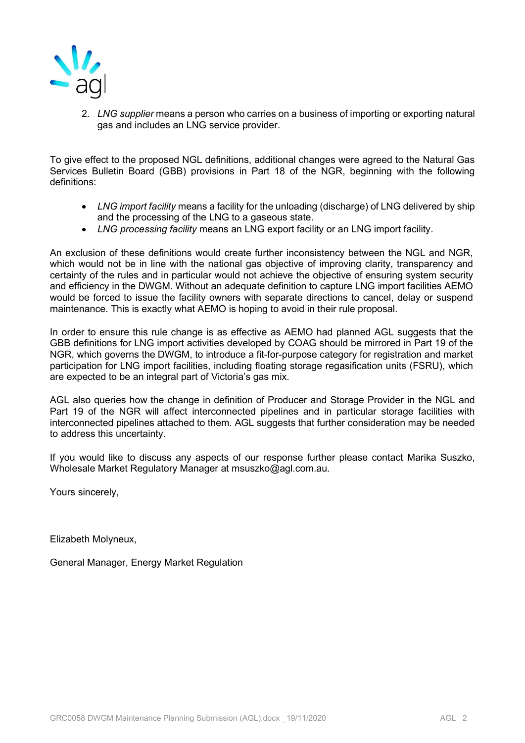2. *LNG supplier* means a person who carries on a business of importing or exporting natural gas and includes an LNG service provider.

To give effect to the proposed NGL definitions, additional changes were agreed to the Natural Gas Services Bulletin Board (GBB) provisions in Part 18 of the NGR, beginning with the following definitions:

- *LNG import facility* means a facility for the unloading (discharge) of LNG delivered by ship and the processing of the LNG to a gaseous state.
- *LNG processing facility* means an LNG export facility or an LNG import facility.

An exclusion of these definitions would create further inconsistency between the NGL and NGR, which would not be in line with the national gas objective of improving clarity, transparency and certainty of the rules and in particular would not achieve the objective of ensuring system security and efficiency in the DWGM. Without an adequate definition to capture LNG import facilities AEMO would be forced to issue the facility owners with separate directions to cancel, delay or suspend maintenance. This is exactly what AEMO is hoping to avoid in their rule proposal.

In order to ensure this rule change is as effective as AEMO had planned AGL suggests that the GBB definitions for LNG import activities developed by COAG should be mirrored in Part 19 of the NGR, which governs the DWGM, to introduce a fit-for-purpose category for registration and market participation for LNG import facilities, including floating storage regasification units (FSRU), which are expected to be an integral part of Victoria's gas mix.

AGL also queries how the change in definition of Producer and Storage Provider in the NGL and Part 19 of the NGR will affect interconnected pipelines and in particular storage facilities with interconnected pipelines attached to them. AGL suggests that further consideration may be needed to address this uncertainty.

If you would like to discuss any aspects of our response further please contact Marika Suszko, Wholesale Market Regulatory Manager at msuszko@agl.com.au.

Yours sincerely,

Elizabeth Molyneux,

General Manager, Energy Market Regulation